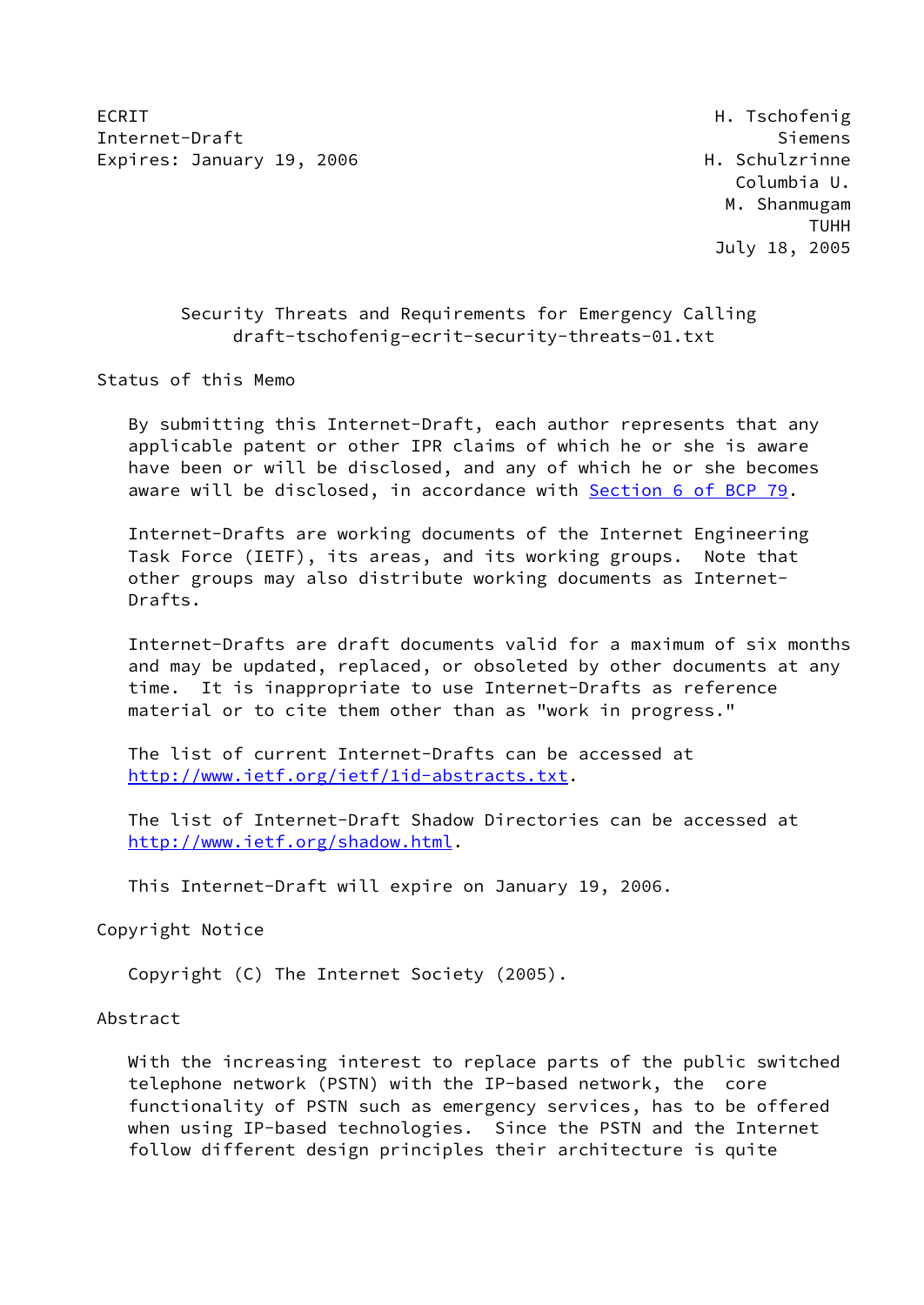ECRIT H. Tschofenig
Internet-Draft Siemens
Expires: January 19, 2006 H. Schulzrinne
Columbia U.
M. Shanmugam
TUHH
July 18, 2005

# Security Threats and Requirements for Emergency Calling
draft-tschofenig-ecrit-security-threats-01.txt

## Status of this Memo

By submitting this Internet-Draft, each author represents that any applicable patent or other IPR claims of which he or she is aware have been or will be disclosed, and any of which he or she becomes aware will be disclosed, in accordance with Section 6 of BCP 79.

Internet-Drafts are working documents of the Internet Engineering Task Force (IETF), its areas, and its working groups. Note that other groups may also distribute working documents as Internet-Drafts.

Internet-Drafts are draft documents valid for a maximum of six months and may be updated, replaced, or obsoleted by other documents at any time. It is inappropriate to use Internet-Drafts as reference material or to cite them other than as "work in progress."

The list of current Internet-Drafts can be accessed at http://www.ietf.org/ietf/1id-abstracts.txt.

The list of Internet-Draft Shadow Directories can be accessed at http://www.ietf.org/shadow.html.

This Internet-Draft will expire on January 19, 2006.

## Copyright Notice

Copyright (C) The Internet Society (2005).

## Abstract

With the increasing interest to replace parts of the public switched telephone network (PSTN) with the IP-based network, the core functionality of PSTN such as emergency services, has to be offered when using IP-based technologies. Since the PSTN and the Internet follow different design principles their architecture is quite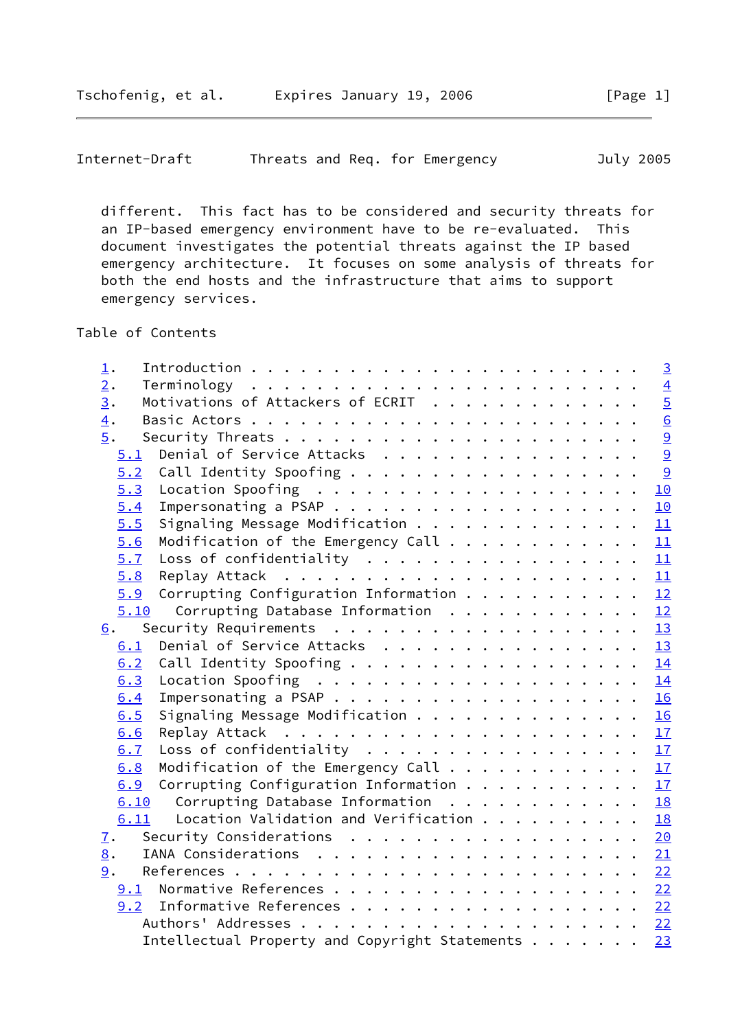different. This fact has to be considered and security threats for an IP-based emergency environment have to be re-evaluated. This document investigates the potential threats against the IP based emergency architecture. It focuses on some analysis of threats for both the end hosts and the infrastructure that aims to support emergency services.

## Table of Contents

- 1. Introduction . . . . . . . . . . . . . . . . . . . . . . . . 3
- 2. Terminology . . . . . . . . . . . . . . . . . . . . . . . . 4
- 3. Motivations of Attackers of ECRIT . . . . . . . . . . . . . 5
- 4. Basic Actors . . . . . . . . . . . . . . . . . . . . . . . . 6
- 5. Security Threats . . . . . . . . . . . . . . . . . . . . . . 9
  - 5.1 Denial of Service Attacks . . . . . . . . . . . . . . . . 9
  - 5.2 Call Identity Spoofing . . . . . . . . . . . . . . . . . 9
  - 5.3 Location Spoofing . . . . . . . . . . . . . . . . . . . . 10
  - 5.4 Impersonating a PSAP . . . . . . . . . . . . . . . . . . 10
  - 5.5 Signaling Message Modification . . . . . . . . . . . . . 11
  - 5.6 Modification of the Emergency Call . . . . . . . . . . . 11
  - 5.7 Loss of confidentiality . . . . . . . . . . . . . . . . . 11
  - 5.8 Replay Attack . . . . . . . . . . . . . . . . . . . . . . 11
  - 5.9 Corrupting Configuration Information . . . . . . . . . . 12
  - 5.10 Corrupting Database Information . . . . . . . . . . . . 12
- 6. Security Requirements . . . . . . . . . . . . . . . . . . . 13
  - 6.1 Denial of Service Attacks . . . . . . . . . . . . . . . . 13
  - 6.2 Call Identity Spoofing . . . . . . . . . . . . . . . . . 14
  - 6.3 Location Spoofing . . . . . . . . . . . . . . . . . . . . 14
  - 6.4 Impersonating a PSAP . . . . . . . . . . . . . . . . . . 16
  - 6.5 Signaling Message Modification . . . . . . . . . . . . . 16
  - 6.6 Replay Attack . . . . . . . . . . . . . . . . . . . . . . 17
  - 6.7 Loss of confidentiality . . . . . . . . . . . . . . . . . 17
  - 6.8 Modification of the Emergency Call . . . . . . . . . . . 17
  - 6.9 Corrupting Configuration Information . . . . . . . . . . 17
  - 6.10 Corrupting Database Information . . . . . . . . . . . . 18
  - 6.11 Location Validation and Verification . . . . . . . . . . 18
- 7. Security Considerations . . . . . . . . . . . . . . . . . . 20
- 8. IANA Considerations . . . . . . . . . . . . . . . . . . . . 21
- 9. References . . . . . . . . . . . . . . . . . . . . . . . . . 22
  - 9.1 Normative References . . . . . . . . . . . . . . . . . . 22
  - 9.2 Informative References . . . . . . . . . . . . . . . . . 22
- Authors' Addresses . . . . . . . . . . . . . . . . . . . . . . 22
- Intellectual Property and Copyright Statements . . . . . . . . 23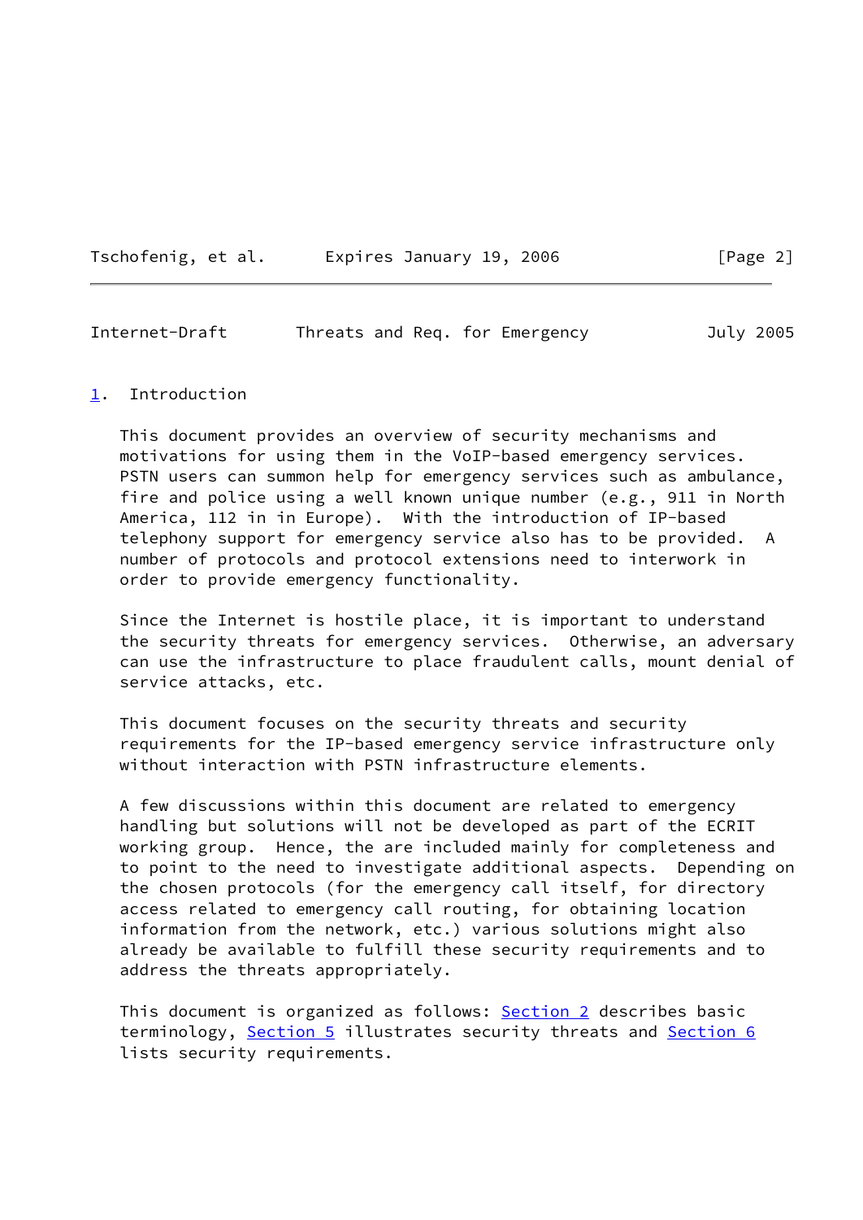## 1. Introduction

This document provides an overview of security mechanisms and motivations for using them in the VoIP-based emergency services. PSTN users can summon help for emergency services such as ambulance, fire and police using a well known unique number (e.g., 911 in North America, 112 in in Europe). With the introduction of IP-based telephony support for emergency service also has to be provided. A number of protocols and protocol extensions need to interwork in order to provide emergency functionality.

Since the Internet is hostile place, it is important to understand the security threats for emergency services. Otherwise, an adversary can use the infrastructure to place fraudulent calls, mount denial of service attacks, etc.

This document focuses on the security threats and security requirements for the IP-based emergency service infrastructure only without interaction with PSTN infrastructure elements.

A few discussions within this document are related to emergency handling but solutions will not be developed as part of the ECRIT working group. Hence, the are included mainly for completeness and to point to the need to investigate additional aspects. Depending on the chosen protocols (for the emergency call itself, for directory access related to emergency call routing, for obtaining location information from the network, etc.) various solutions might also already be available to fulfill these security requirements and to address the threats appropriately.

This document is organized as follows: Section 2 describes basic terminology, Section 5 illustrates security threats and Section 6 lists security requirements.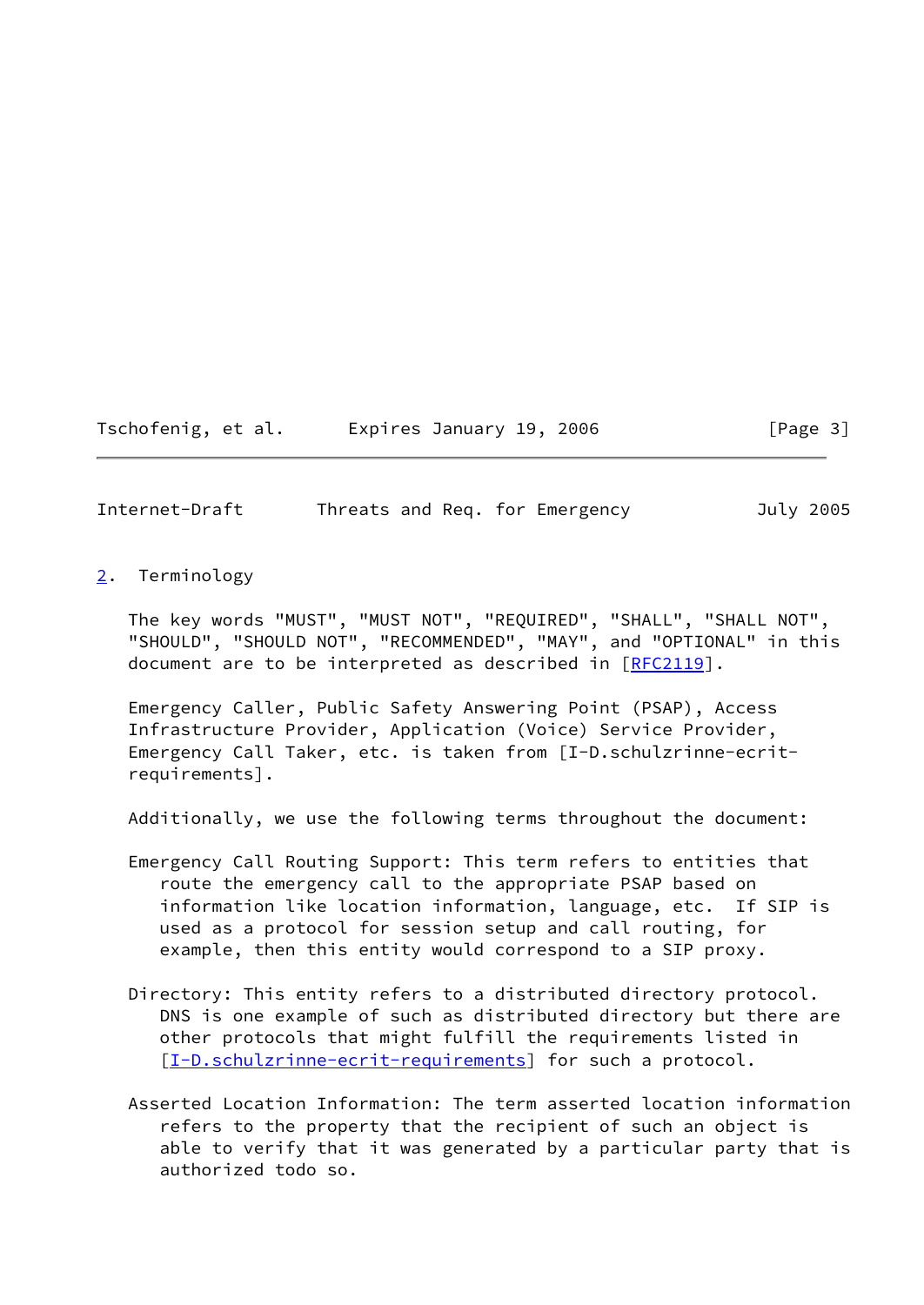## 2. Terminology

The key words "MUST", "MUST NOT", "REQUIRED", "SHALL", "SHALL NOT", "SHOULD", "SHOULD NOT", "RECOMMENDED", "MAY", and "OPTIONAL" in this document are to be interpreted as described in [RFC2119].

Emergency Caller, Public Safety Answering Point (PSAP), Access Infrastructure Provider, Application (Voice) Service Provider, Emergency Call Taker, etc. is taken from [I-D.schulzrinne-ecrit-requirements].

Additionally, we use the following terms throughout the document:

Emergency Call Routing Support: This term refers to entities that route the emergency call to the appropriate PSAP based on information like location information, language, etc. If SIP is used as a protocol for session setup and call routing, for example, then this entity would correspond to a SIP proxy.

Directory: This entity refers to a distributed directory protocol. DNS is one example of such as distributed directory but there are other protocols that might fulfill the requirements listed in [I-D.schulzrinne-ecrit-requirements] for such a protocol.

Asserted Location Information: The term asserted location information refers to the property that the recipient of such an object is able to verify that it was generated by a particular party that is authorized todo so.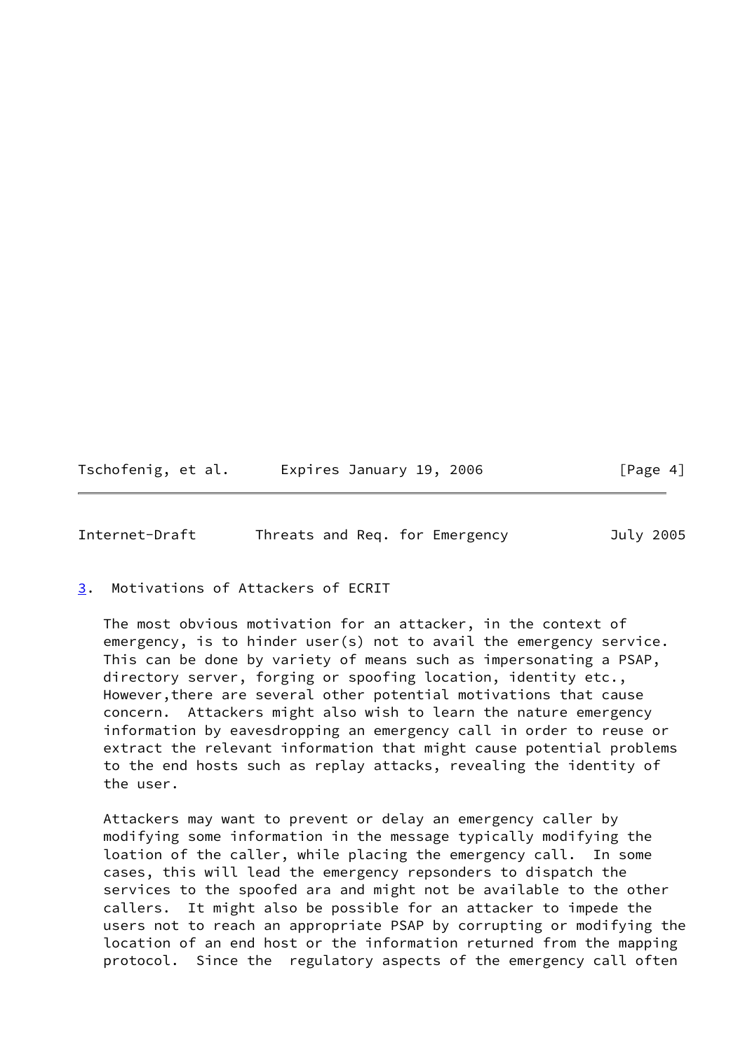## 3. Motivations of Attackers of ECRIT

The most obvious motivation for an attacker, in the context of emergency, is to hinder user(s) not to avail the emergency service. This can be done by variety of means such as impersonating a PSAP, directory server, forging or spoofing location, identity etc., However,there are several other potential motivations that cause concern. Attackers might also wish to learn the nature emergency information by eavesdropping an emergency call in order to reuse or extract the relevant information that might cause potential problems to the end hosts such as replay attacks, revealing the identity of the user.

Attackers may want to prevent or delay an emergency caller by modifying some information in the message typically modifying the loation of the caller, while placing the emergency call. In some cases, this will lead the emergency repsonders to dispatch the services to the spoofed ara and might not be available to the other callers. It might also be possible for an attacker to impede the users not to reach an appropriate PSAP by corrupting or modifying the location of an end host or the information returned from the mapping protocol. Since the regulatory aspects of the emergency call often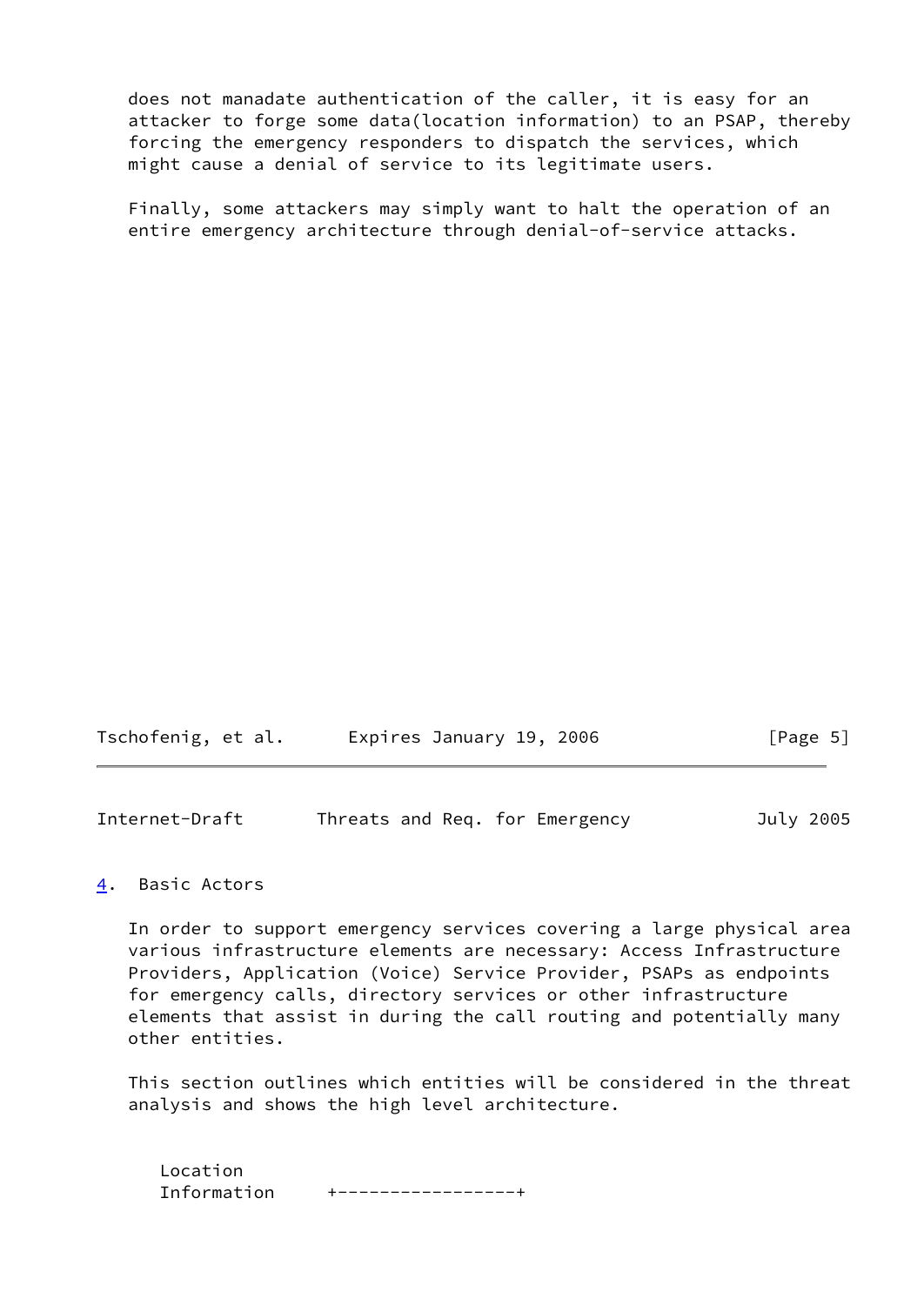does not manadate authentication of the caller, it is easy for an attacker to forge some data(location information) to an PSAP, thereby forcing the emergency responders to dispatch the services, which might cause a denial of service to its legitimate users.

Finally, some attackers may simply want to halt the operation of an entire emergency architecture through denial-of-service attacks.

## 4. Basic Actors

In order to support emergency services covering a large physical area various infrastructure elements are necessary: Access Infrastructure Providers, Application (Voice) Service Provider, PSAPs as endpoints for emergency calls, directory services or other infrastructure elements that assist in during the call routing and potentially many other entities.

This section outlines which entities will be considered in the threat analysis and shows the high level architecture.

```
   Location
   Information     +-----------------+
```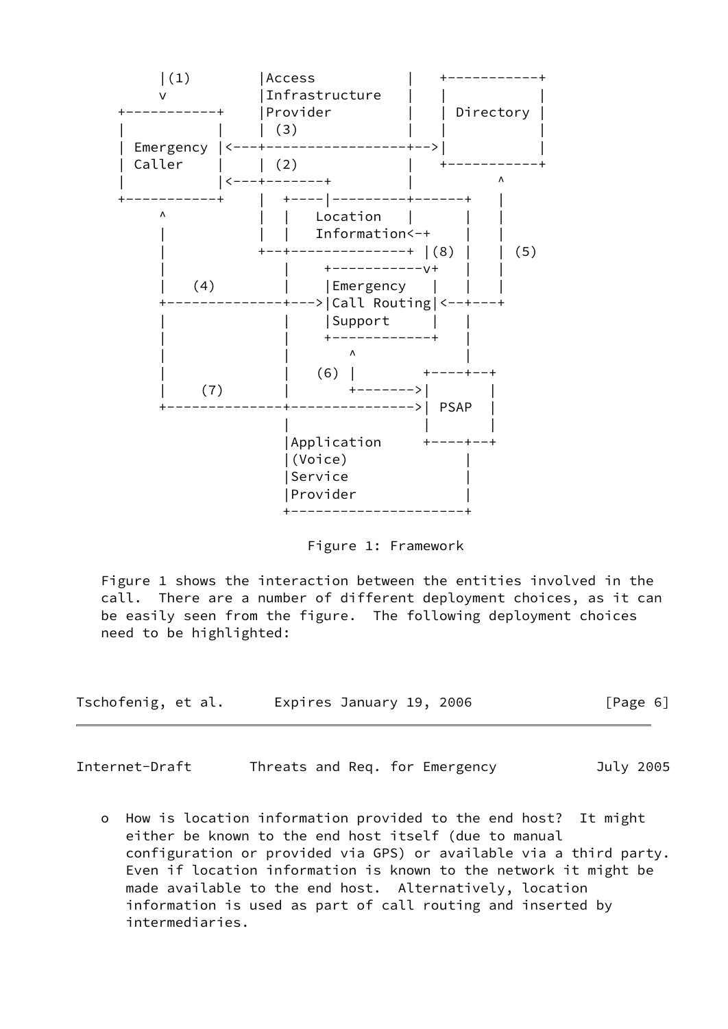```
      |(1)        |Access          |    +-----------+
      v           |Infrastructure  |    |           |
  +-----------+   |Provider        |    | Directory |
  |           |   | (3)            |    |           |
  | Emergency |<--+----------------+--->|           |
  | Caller    |   | (2)            |    +-----------+
  |           |<--+-------+        |          ^
  +-----------+   |  +----|--------+------+   |
      ^           |  |   Location   |     |   |
      |           |  |   Information<-+   |   |
      |           +--+--------------+ |(8) |   | (5)
      |              |    +-----------v+   |   |
      |    (4)       |    |Emergency   |   |   |
      +--------------+--->|Call Routing|<--+---+
      |              |    |Support     |   |
      |              |    +------------+   |
      |              |       ^             |
      |              |   (6) |       +----+--+
      |    (7)       |       +------->|       |
      +--------------+--------------->| PSAP  |
                     |               |       |
                     |Application    +----+--+
                     |(Voice)             |
                     |Service             |
                     |Provider            |
                     +--------------------+
```

Figure 1: Framework

Figure 1 shows the interaction between the entities involved in the call. There are a number of different deployment choices, as it can be easily seen from the figure. The following deployment choices need to be highlighted:

- How is location information provided to the end host? It might either be known to the end host itself (due to manual configuration or provided via GPS) or available via a third party. Even if location information is known to the network it might be made available to the end host. Alternatively, location information is used as part of call routing and inserted by intermediaries.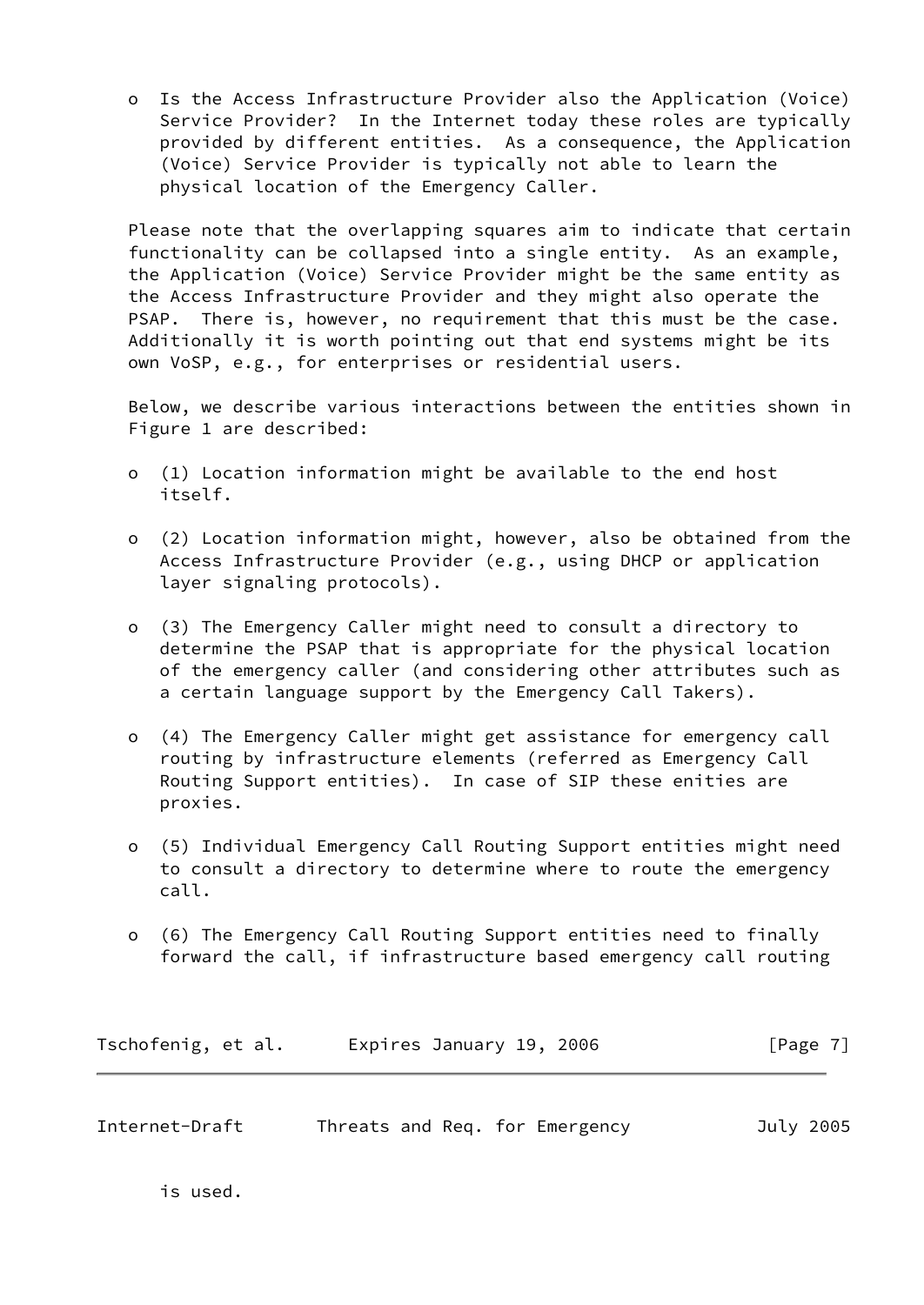- Is the Access Infrastructure Provider also the Application (Voice) Service Provider? In the Internet today these roles are typically provided by different entities. As a consequence, the Application (Voice) Service Provider is typically not able to learn the physical location of the Emergency Caller.

Please note that the overlapping squares aim to indicate that certain functionality can be collapsed into a single entity. As an example, the Application (Voice) Service Provider might be the same entity as the Access Infrastructure Provider and they might also operate the PSAP. There is, however, no requirement that this must be the case. Additionally it is worth pointing out that end systems might be its own VoSP, e.g., for enterprises or residential users.

Below, we describe various interactions between the entities shown in Figure 1 are described:

- (1) Location information might be available to the end host itself.

- (2) Location information might, however, also be obtained from the Access Infrastructure Provider (e.g., using DHCP or application layer signaling protocols).

- (3) The Emergency Caller might need to consult a directory to determine the PSAP that is appropriate for the physical location of the emergency caller (and considering other attributes such as a certain language support by the Emergency Call Takers).

- (4) The Emergency Caller might get assistance for emergency call routing by infrastructure elements (referred as Emergency Call Routing Support entities). In case of SIP these enities are proxies.

- (5) Individual Emergency Call Routing Support entities might need to consult a directory to determine where to route the emergency call.

- (6) The Emergency Call Routing Support entities need to finally forward the call, if infrastructure based emergency call routing is used.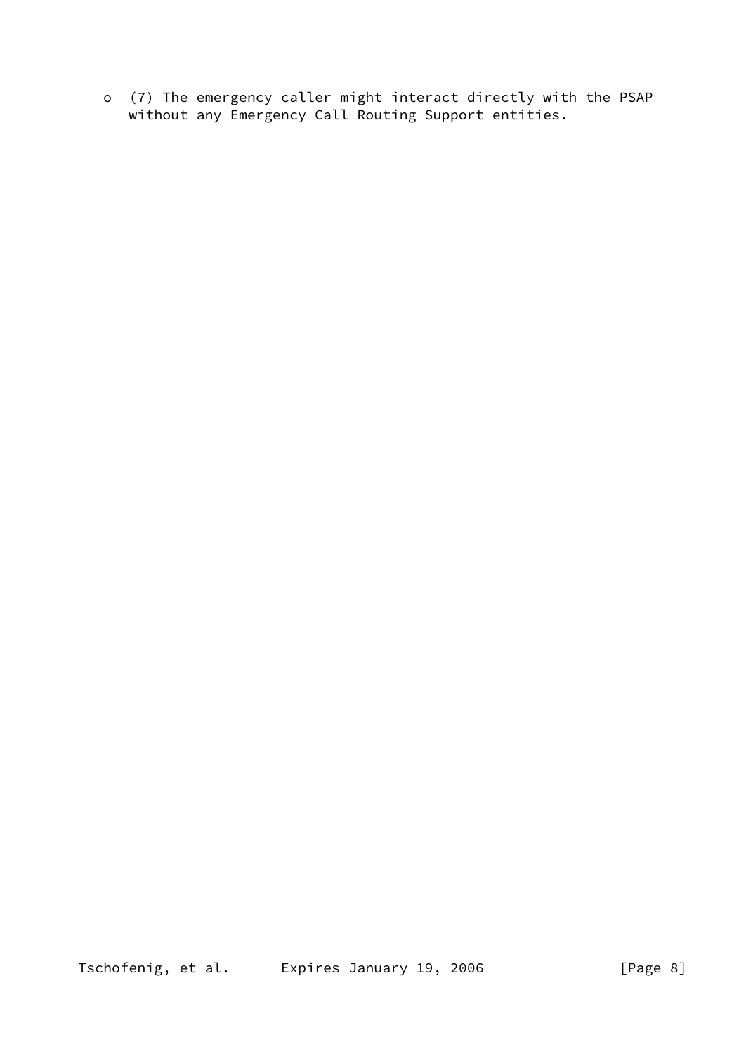- (7) The emergency caller might interact directly with the PSAP without any Emergency Call Routing Support entities.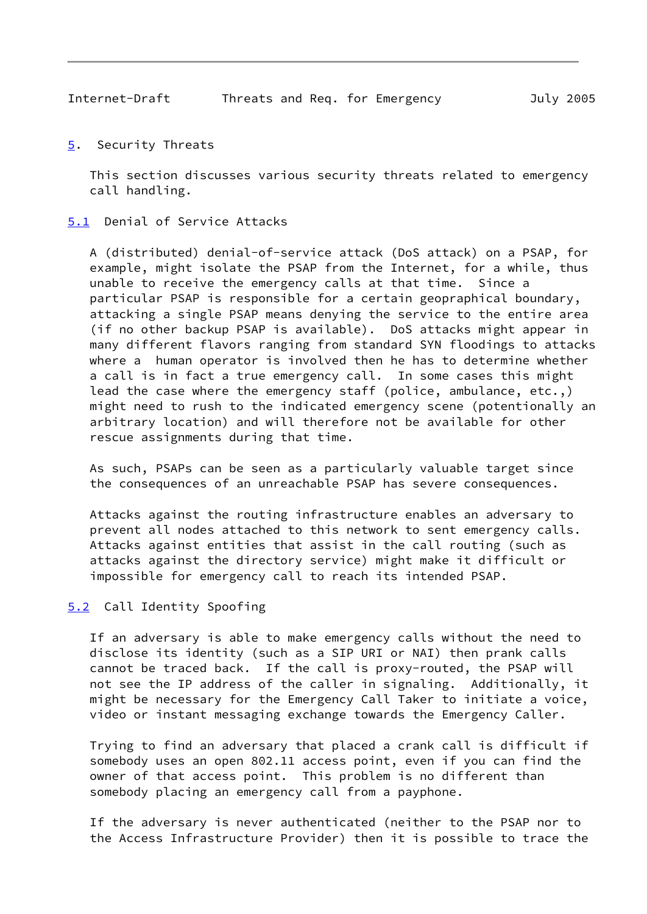## 5. Security Threats

This section discusses various security threats related to emergency call handling.

### 5.1 Denial of Service Attacks

A (distributed) denial-of-service attack (DoS attack) on a PSAP, for example, might isolate the PSAP from the Internet, for a while, thus unable to receive the emergency calls at that time. Since a particular PSAP is responsible for a certain geopraphical boundary, attacking a single PSAP means denying the service to the entire area (if no other backup PSAP is available). DoS attacks might appear in many different flavors ranging from standard SYN floodings to attacks where a human operator is involved then he has to determine whether a call is in fact a true emergency call. In some cases this might lead the case where the emergency staff (police, ambulance, etc.,) might need to rush to the indicated emergency scene (potentionally an arbitrary location) and will therefore not be available for other rescue assignments during that time.

As such, PSAPs can be seen as a particularly valuable target since the consequences of an unreachable PSAP has severe consequences.

Attacks against the routing infrastructure enables an adversary to prevent all nodes attached to this network to sent emergency calls. Attacks against entities that assist in the call routing (such as attacks against the directory service) might make it difficult or impossible for emergency call to reach its intended PSAP.

### 5.2 Call Identity Spoofing

If an adversary is able to make emergency calls without the need to disclose its identity (such as a SIP URI or NAI) then prank calls cannot be traced back. If the call is proxy-routed, the PSAP will not see the IP address of the caller in signaling. Additionally, it might be necessary for the Emergency Call Taker to initiate a voice, video or instant messaging exchange towards the Emergency Caller.

Trying to find an adversary that placed a crank call is difficult if somebody uses an open 802.11 access point, even if you can find the owner of that access point. This problem is no different than somebody placing an emergency call from a payphone.

If the adversary is never authenticated (neither to the PSAP nor to the Access Infrastructure Provider) then it is possible to trace the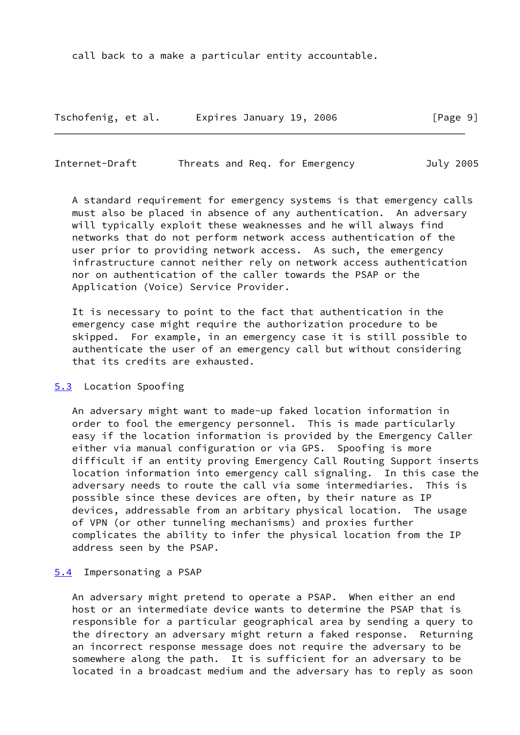call back to a make a particular entity accountable.

A standard requirement for emergency systems is that emergency calls must also be placed in absence of any authentication. An adversary will typically exploit these weaknesses and he will always find networks that do not perform network access authentication of the user prior to providing network access. As such, the emergency infrastructure cannot neither rely on network access authentication nor on authentication of the caller towards the PSAP or the Application (Voice) Service Provider.

It is necessary to point to the fact that authentication in the emergency case might require the authorization procedure to be skipped. For example, in an emergency case it is still possible to authenticate the user of an emergency call but without considering that its credits are exhausted.

### 5.3 Location Spoofing

An adversary might want to made-up faked location information in order to fool the emergency personnel. This is made particularly easy if the location information is provided by the Emergency Caller either via manual configuration or via GPS. Spoofing is more difficult if an entity proving Emergency Call Routing Support inserts location information into emergency call signaling. In this case the adversary needs to route the call via some intermediaries. This is possible since these devices are often, by their nature as IP devices, addressable from an arbitary physical location. The usage of VPN (or other tunneling mechanisms) and proxies further complicates the ability to infer the physical location from the IP address seen by the PSAP.

### 5.4 Impersonating a PSAP

An adversary might pretend to operate a PSAP. When either an end host or an intermediate device wants to determine the PSAP that is responsible for a particular geographical area by sending a query to the directory an adversary might return a faked response. Returning an incorrect response message does not require the adversary to be somewhere along the path. It is sufficient for an adversary to be located in a broadcast medium and the adversary has to reply as soon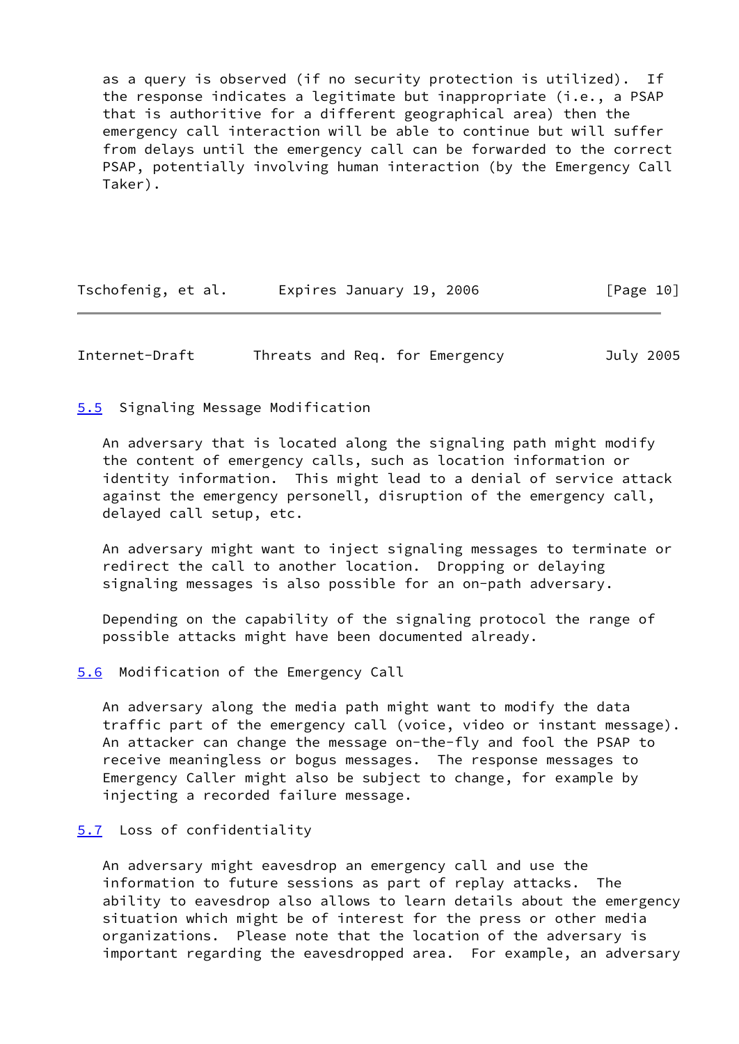as a query is observed (if no security protection is utilized). If the response indicates a legitimate but inappropriate (i.e., a PSAP that is authoritive for a different geographical area) then the emergency call interaction will be able to continue but will suffer from delays until the emergency call can be forwarded to the correct PSAP, potentially involving human interaction (by the Emergency Call Taker).

### 5.5 Signaling Message Modification

An adversary that is located along the signaling path might modify the content of emergency calls, such as location information or identity information. This might lead to a denial of service attack against the emergency personell, disruption of the emergency call, delayed call setup, etc.

An adversary might want to inject signaling messages to terminate or redirect the call to another location. Dropping or delaying signaling messages is also possible for an on-path adversary.

Depending on the capability of the signaling protocol the range of possible attacks might have been documented already.

### 5.6 Modification of the Emergency Call

An adversary along the media path might want to modify the data traffic part of the emergency call (voice, video or instant message). An attacker can change the message on-the-fly and fool the PSAP to receive meaningless or bogus messages. The response messages to Emergency Caller might also be subject to change, for example by injecting a recorded failure message.

### 5.7 Loss of confidentiality

An adversary might eavesdrop an emergency call and use the information to future sessions as part of replay attacks. The ability to eavesdrop also allows to learn details about the emergency situation which might be of interest for the press or other media organizations. Please note that the location of the adversary is important regarding the eavesdropped area. For example, an adversary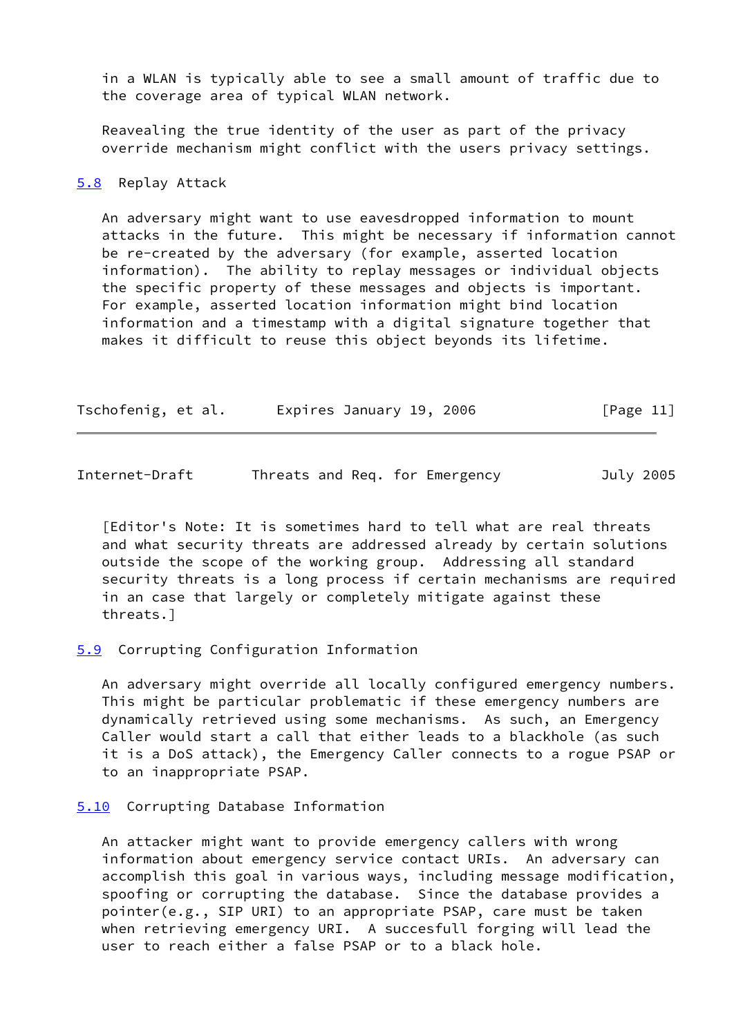in a WLAN is typically able to see a small amount of traffic due to the coverage area of typical WLAN network.

Reavealing the true identity of the user as part of the privacy override mechanism might conflict with the users privacy settings.

### 5.8 Replay Attack

An adversary might want to use eavesdropped information to mount attacks in the future. This might be necessary if information cannot be re-created by the adversary (for example, asserted location information). The ability to replay messages or individual objects the specific property of these messages and objects is important. For example, asserted location information might bind location information and a timestamp with a digital signature together that makes it difficult to reuse this object beyonds its lifetime.

[Editor's Note: It is sometimes hard to tell what are real threats and what security threats are addressed already by certain solutions outside the scope of the working group. Addressing all standard security threats is a long process if certain mechanisms are required in an case that largely or completely mitigate against these threats.]

### 5.9 Corrupting Configuration Information

An adversary might override all locally configured emergency numbers. This might be particular problematic if these emergency numbers are dynamically retrieved using some mechanisms. As such, an Emergency Caller would start a call that either leads to a blackhole (as such it is a DoS attack), the Emergency Caller connects to a rogue PSAP or to an inappropriate PSAP.

### 5.10 Corrupting Database Information

An attacker might want to provide emergency callers with wrong information about emergency service contact URIs. An adversary can accomplish this goal in various ways, including message modification, spoofing or corrupting the database. Since the database provides a pointer(e.g., SIP URI) to an appropriate PSAP, care must be taken when retrieving emergency URI. A succesfull forging will lead the user to reach either a false PSAP or to a black hole.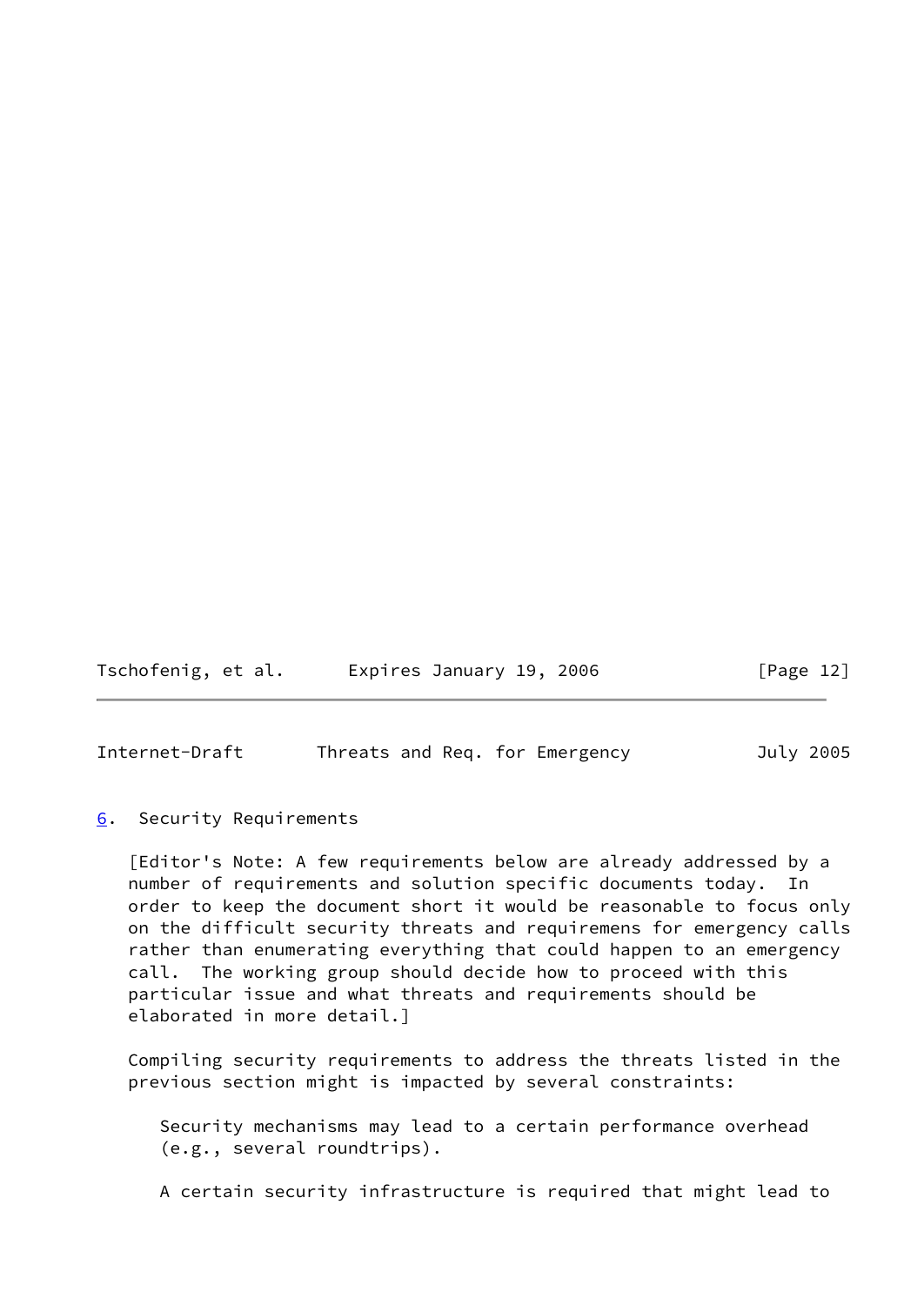## 6. Security Requirements

[Editor's Note: A few requirements below are already addressed by a number of requirements and solution specific documents today. In order to keep the document short it would be reasonable to focus only on the difficult security threats and requiremens for emergency calls rather than enumerating everything that could happen to an emergency call. The working group should decide how to proceed with this particular issue and what threats and requirements should be elaborated in more detail.]

Compiling security requirements to address the threats listed in the previous section might is impacted by several constraints:

Security mechanisms may lead to a certain performance overhead (e.g., several roundtrips).

A certain security infrastructure is required that might lead to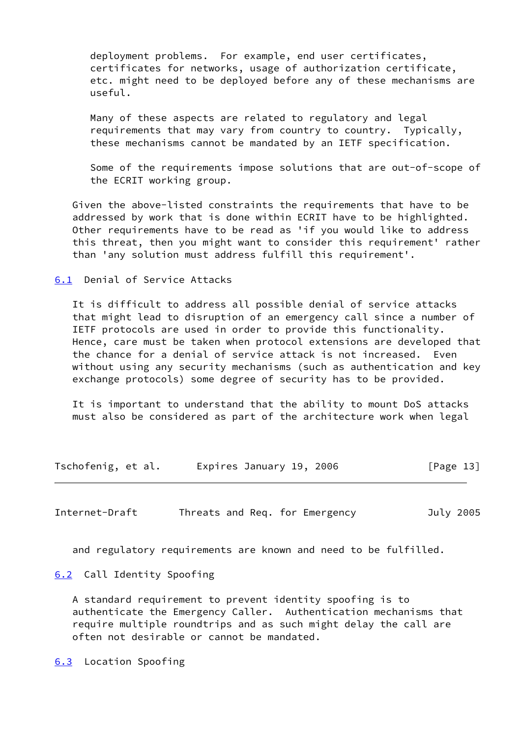deployment problems. For example, end user certificates, certificates for networks, usage of authorization certificate, etc. might need to be deployed before any of these mechanisms are useful.

Many of these aspects are related to regulatory and legal requirements that may vary from country to country. Typically, these mechanisms cannot be mandated by an IETF specification.

Some of the requirements impose solutions that are out-of-scope of the ECRIT working group.

Given the above-listed constraints the requirements that have to be addressed by work that is done within ECRIT have to be highlighted. Other requirements have to be read as 'if you would like to address this threat, then you might want to consider this requirement' rather than 'any solution must address fulfill this requirement'.

## 6.1 Denial of Service Attacks

It is difficult to address all possible denial of service attacks that might lead to disruption of an emergency call since a number of IETF protocols are used in order to provide this functionality. Hence, care must be taken when protocol extensions are developed that the chance for a denial of service attack is not increased. Even without using any security mechanisms (such as authentication and key exchange protocols) some degree of security has to be provided.

It is important to understand that the ability to mount DoS attacks must also be considered as part of the architecture work when legal and regulatory requirements are known and need to be fulfilled.

## 6.2 Call Identity Spoofing

A standard requirement to prevent identity spoofing is to authenticate the Emergency Caller. Authentication mechanisms that require multiple roundtrips and as such might delay the call are often not desirable or cannot be mandated.

## 6.3 Location Spoofing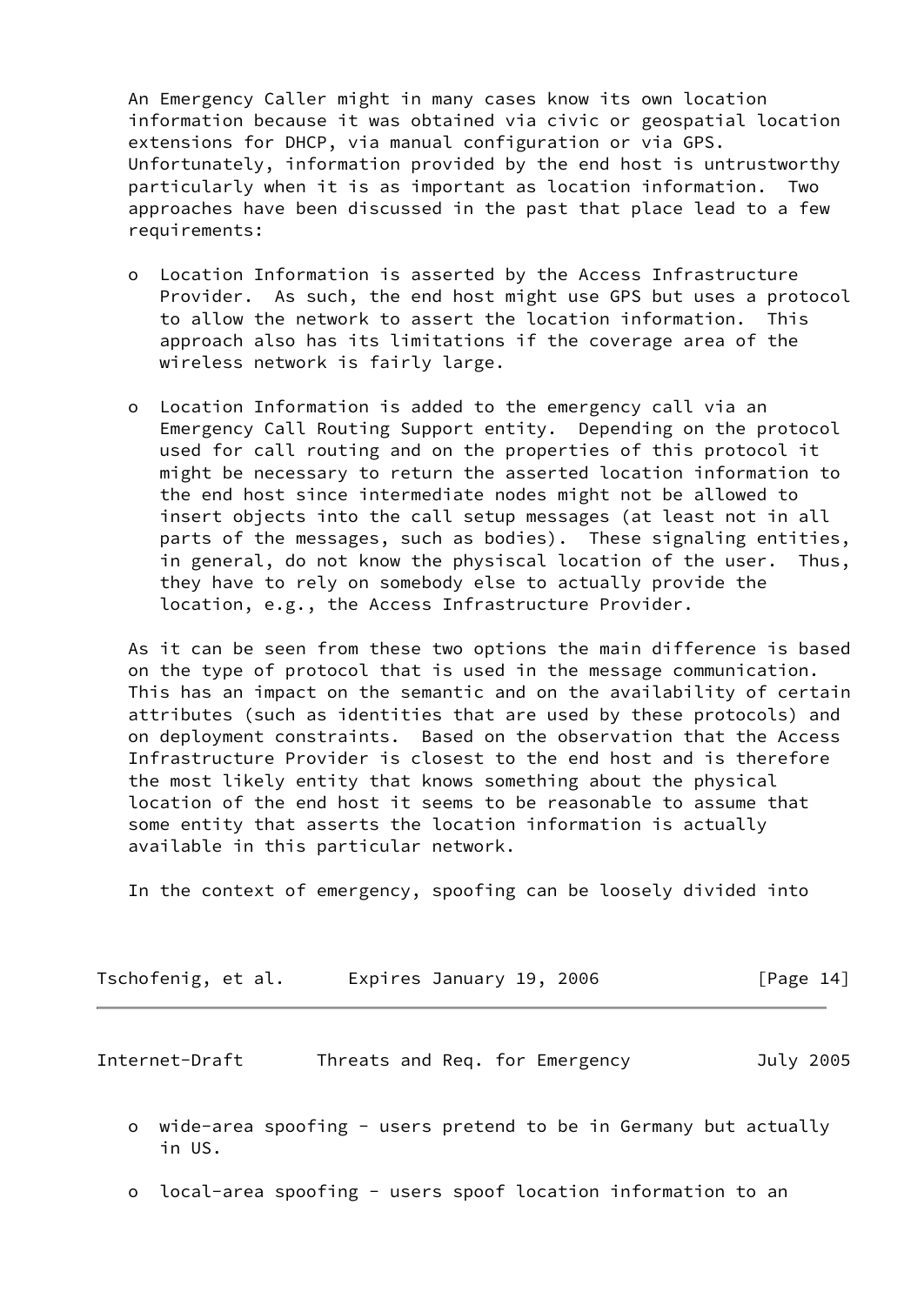An Emergency Caller might in many cases know its own location information because it was obtained via civic or geospatial location extensions for DHCP, via manual configuration or via GPS. Unfortunately, information provided by the end host is untrustworthy particularly when it is as important as location information. Two approaches have been discussed in the past that place lead to a few requirements:

- Location Information is asserted by the Access Infrastructure Provider. As such, the end host might use GPS but uses a protocol to allow the network to assert the location information. This approach also has its limitations if the coverage area of the wireless network is fairly large.

- Location Information is added to the emergency call via an Emergency Call Routing Support entity. Depending on the protocol used for call routing and on the properties of this protocol it might be necessary to return the asserted location information to the end host since intermediate nodes might not be allowed to insert objects into the call setup messages (at least not in all parts of the messages, such as bodies). These signaling entities, in general, do not know the physiscal location of the user. Thus, they have to rely on somebody else to actually provide the location, e.g., the Access Infrastructure Provider.

As it can be seen from these two options the main difference is based on the type of protocol that is used in the message communication. This has an impact on the semantic and on the availability of certain attributes (such as identities that are used by these protocols) and on deployment constraints. Based on the observation that the Access Infrastructure Provider is closest to the end host and is therefore the most likely entity that knows something about the physical location of the end host it seems to be reasonable to assume that some entity that asserts the location information is actually available in this particular network.

In the context of emergency, spoofing can be loosely divided into

- wide-area spoofing - users pretend to be in Germany but actually in US.

- local-area spoofing - users spoof location information to an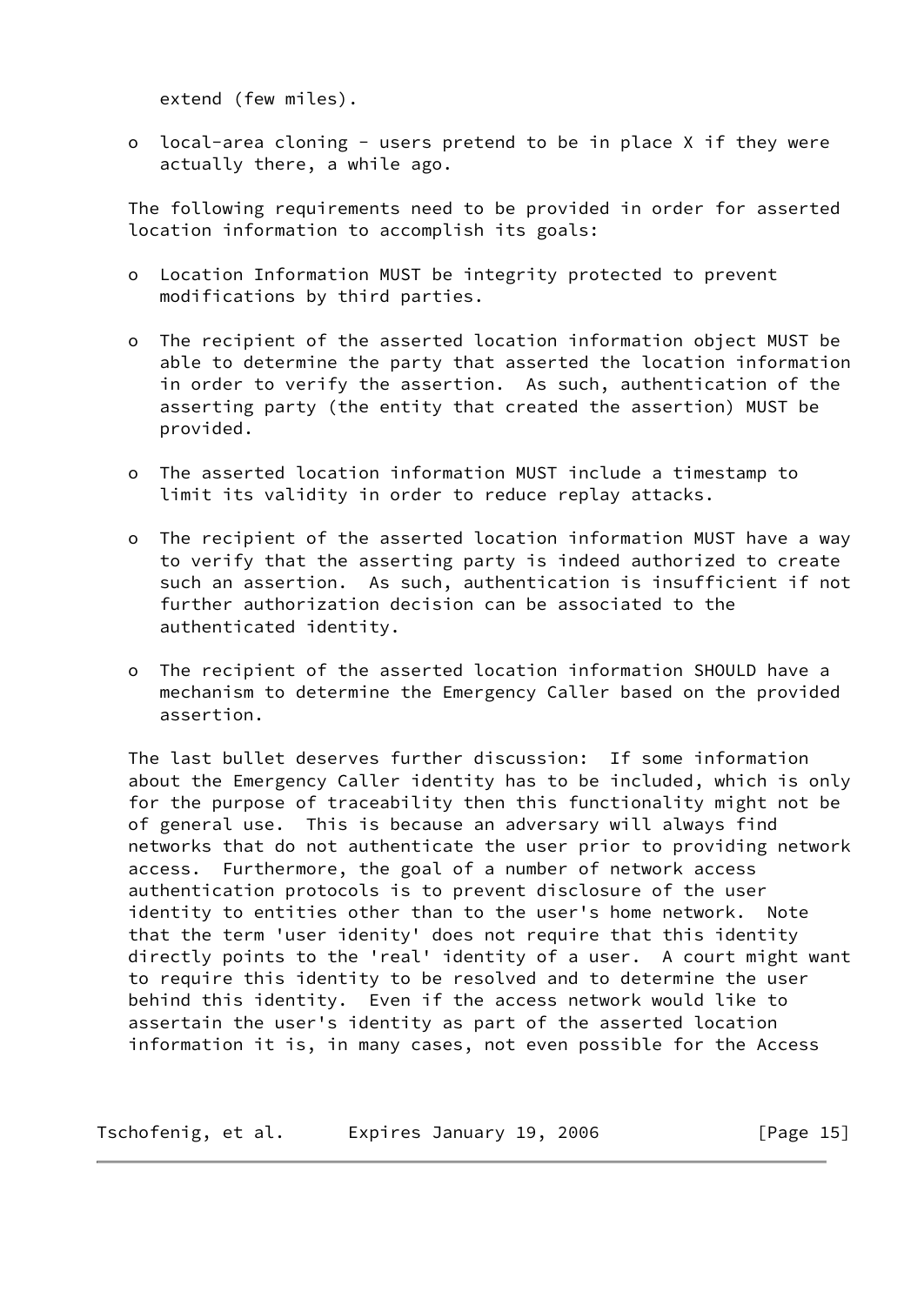extend (few miles).

- local-area cloning - users pretend to be in place X if they were actually there, a while ago.

The following requirements need to be provided in order for asserted location information to accomplish its goals:

- Location Information MUST be integrity protected to prevent modifications by third parties.

- The recipient of the asserted location information object MUST be able to determine the party that asserted the location information in order to verify the assertion. As such, authentication of the asserting party (the entity that created the assertion) MUST be provided.

- The asserted location information MUST include a timestamp to limit its validity in order to reduce replay attacks.

- The recipient of the asserted location information MUST have a way to verify that the asserting party is indeed authorized to create such an assertion. As such, authentication is insufficient if not further authorization decision can be associated to the authenticated identity.

- The recipient of the asserted location information SHOULD have a mechanism to determine the Emergency Caller based on the provided assertion.

The last bullet deserves further discussion: If some information about the Emergency Caller identity has to be included, which is only for the purpose of traceability then this functionality might not be of general use. This is because an adversary will always find networks that do not authenticate the user prior to providing network access. Furthermore, the goal of a number of network access authentication protocols is to prevent disclosure of the user identity to entities other than to the user's home network. Note that the term 'user idenity' does not require that this identity directly points to the 'real' identity of a user. A court might want to require this identity to be resolved and to determine the user behind this identity. Even if the access network would like to assertain the user's identity as part of the asserted location information it is, in many cases, not even possible for the Access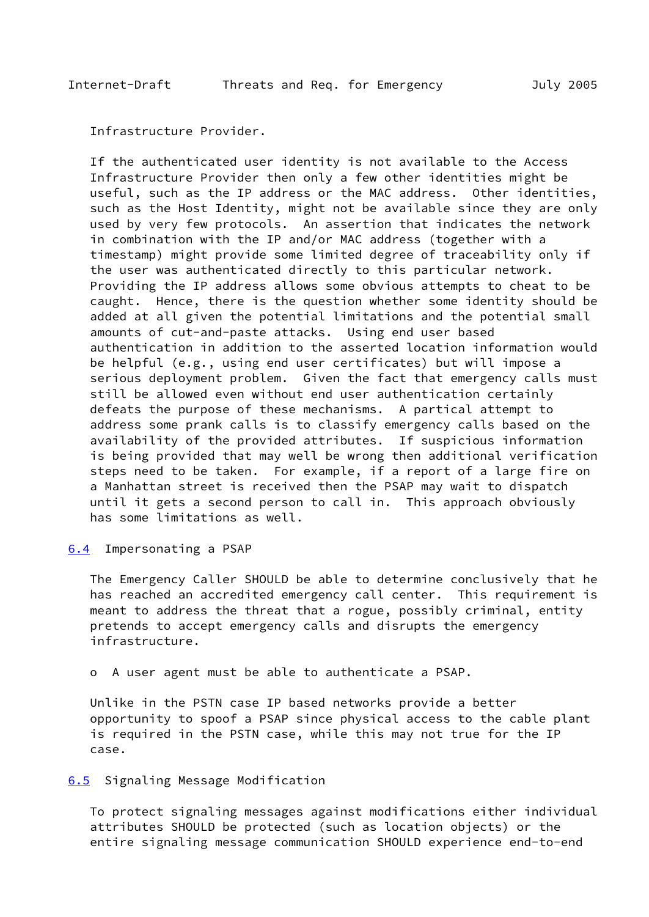Infrastructure Provider.

If the authenticated user identity is not available to the Access Infrastructure Provider then only a few other identities might be useful, such as the IP address or the MAC address. Other identities, such as the Host Identity, might not be available since they are only used by very few protocols. An assertion that indicates the network in combination with the IP and/or MAC address (together with a timestamp) might provide some limited degree of traceability only if the user was authenticated directly to this particular network. Providing the IP address allows some obvious attempts to cheat to be caught. Hence, there is the question whether some identity should be added at all given the potential limitations and the potential small amounts of cut-and-paste attacks. Using end user based authentication in addition to the asserted location information would be helpful (e.g., using end user certificates) but will impose a serious deployment problem. Given the fact that emergency calls must still be allowed even without end user authentication certainly defeats the purpose of these mechanisms. A partical attempt to address some prank calls is to classify emergency calls based on the availability of the provided attributes. If suspicious information is being provided that may well be wrong then additional verification steps need to be taken. For example, if a report of a large fire on a Manhattan street is received then the PSAP may wait to dispatch until it gets a second person to call in. This approach obviously has some limitations as well.

## 6.4 Impersonating a PSAP

The Emergency Caller SHOULD be able to determine conclusively that he has reached an accredited emergency call center. This requirement is meant to address the threat that a rogue, possibly criminal, entity pretends to accept emergency calls and disrupts the emergency infrastructure.

- A user agent must be able to authenticate a PSAP.

Unlike in the PSTN case IP based networks provide a better opportunity to spoof a PSAP since physical access to the cable plant is required in the PSTN case, while this may not true for the IP case.

## 6.5 Signaling Message Modification

To protect signaling messages against modifications either individual attributes SHOULD be protected (such as location objects) or the entire signaling message communication SHOULD experience end-to-end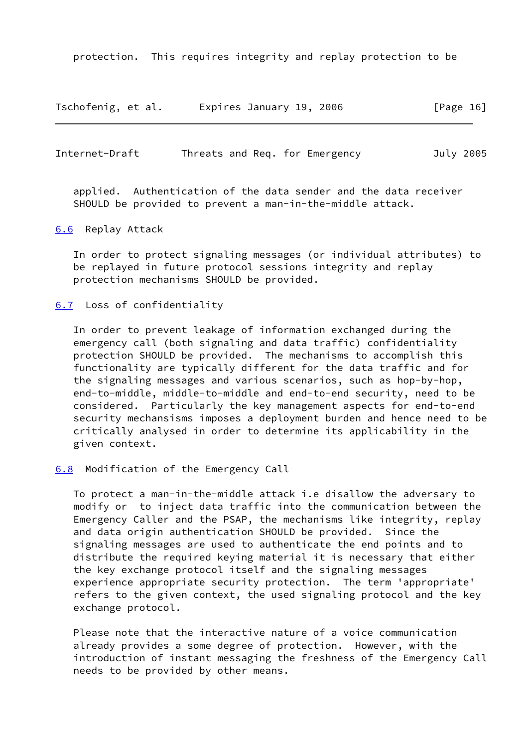protection. This requires integrity and replay protection to be applied. Authentication of the data sender and the data receiver SHOULD be provided to prevent a man-in-the-middle attack.

### 6.6 Replay Attack

In order to protect signaling messages (or individual attributes) to be replayed in future protocol sessions integrity and replay protection mechanisms SHOULD be provided.

### 6.7 Loss of confidentiality

In order to prevent leakage of information exchanged during the emergency call (both signaling and data traffic) confidentiality protection SHOULD be provided. The mechanisms to accomplish this functionality are typically different for the data traffic and for the signaling messages and various scenarios, such as hop-by-hop, end-to-middle, middle-to-middle and end-to-end security, need to be considered. Particularly the key management aspects for end-to-end security mechansisms imposes a deployment burden and hence need to be critically analysed in order to determine its applicability in the given context.

### 6.8 Modification of the Emergency Call

To protect a man-in-the-middle attack i.e disallow the adversary to modify or to inject data traffic into the communication between the Emergency Caller and the PSAP, the mechanisms like integrity, replay and data origin authentication SHOULD be provided. Since the signaling messages are used to authenticate the end points and to distribute the required keying material it is necessary that either the key exchange protocol itself and the signaling messages experience appropriate security protection. The term 'appropriate' refers to the given context, the used signaling protocol and the key exchange protocol.

Please note that the interactive nature of a voice communication already provides a some degree of protection. However, with the introduction of instant messaging the freshness of the Emergency Call needs to be provided by other means.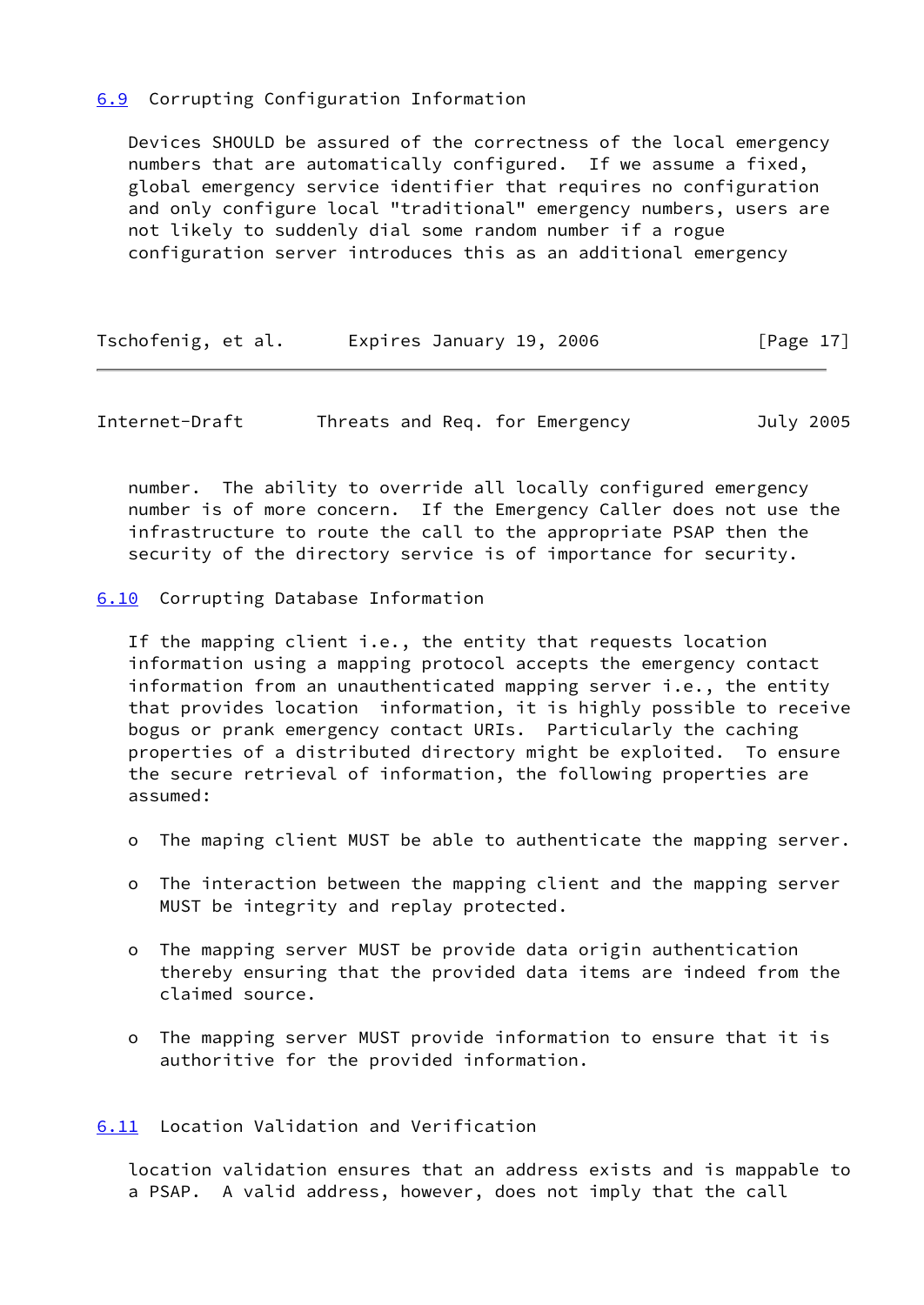## 6.9 Corrupting Configuration Information

Devices SHOULD be assured of the correctness of the local emergency numbers that are automatically configured. If we assume a fixed, global emergency service identifier that requires no configuration and only configure local "traditional" emergency numbers, users are not likely to suddenly dial some random number if a rogue configuration server introduces this as an additional emergency number. The ability to override all locally configured emergency number is of more concern. If the Emergency Caller does not use the infrastructure to route the call to the appropriate PSAP then the security of the directory service is of importance for security.

## 6.10 Corrupting Database Information

If the mapping client i.e., the entity that requests location information using a mapping protocol accepts the emergency contact information from an unauthenticated mapping server i.e., the entity that provides location information, it is highly possible to receive bogus or prank emergency contact URIs. Particularly the caching properties of a distributed directory might be exploited. To ensure the secure retrieval of information, the following properties are assumed:

- The maping client MUST be able to authenticate the mapping server.
- The interaction between the mapping client and the mapping server MUST be integrity and replay protected.
- The mapping server MUST be provide data origin authentication thereby ensuring that the provided data items are indeed from the claimed source.
- The mapping server MUST provide information to ensure that it is authoritive for the provided information.

## 6.11 Location Validation and Verification

location validation ensures that an address exists and is mappable to a PSAP. A valid address, however, does not imply that the call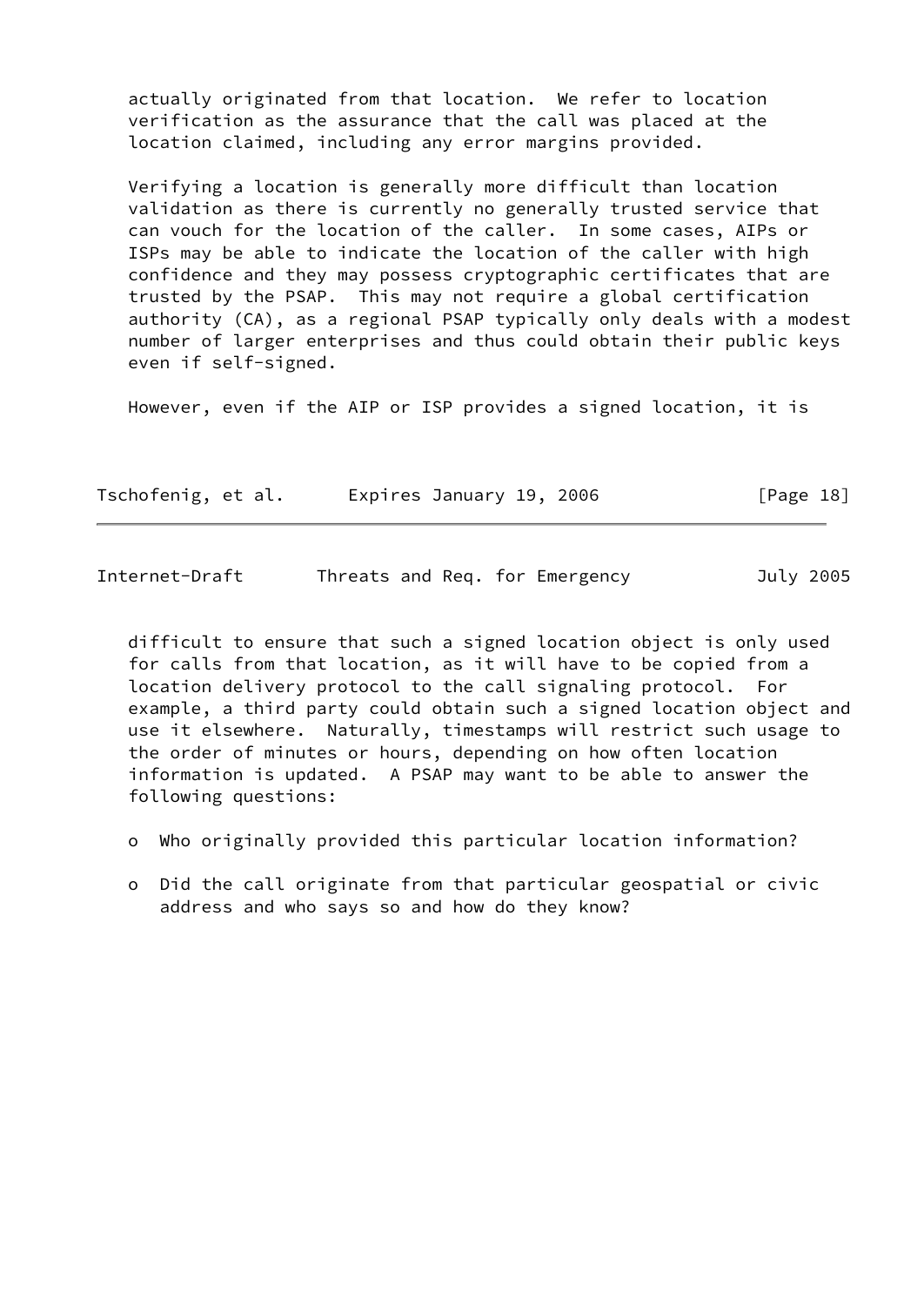actually originated from that location. We refer to location verification as the assurance that the call was placed at the location claimed, including any error margins provided.

Verifying a location is generally more difficult than location validation as there is currently no generally trusted service that can vouch for the location of the caller. In some cases, AIPs or ISPs may be able to indicate the location of the caller with high confidence and they may possess cryptographic certificates that are trusted by the PSAP. This may not require a global certification authority (CA), as a regional PSAP typically only deals with a modest number of larger enterprises and thus could obtain their public keys even if self-signed.

However, even if the AIP or ISP provides a signed location, it is difficult to ensure that such a signed location object is only used for calls from that location, as it will have to be copied from a location delivery protocol to the call signaling protocol. For example, a third party could obtain such a signed location object and use it elsewhere. Naturally, timestamps will restrict such usage to the order of minutes or hours, depending on how often location information is updated. A PSAP may want to be able to answer the following questions:

- Who originally provided this particular location information?
- Did the call originate from that particular geospatial or civic address and who says so and how do they know?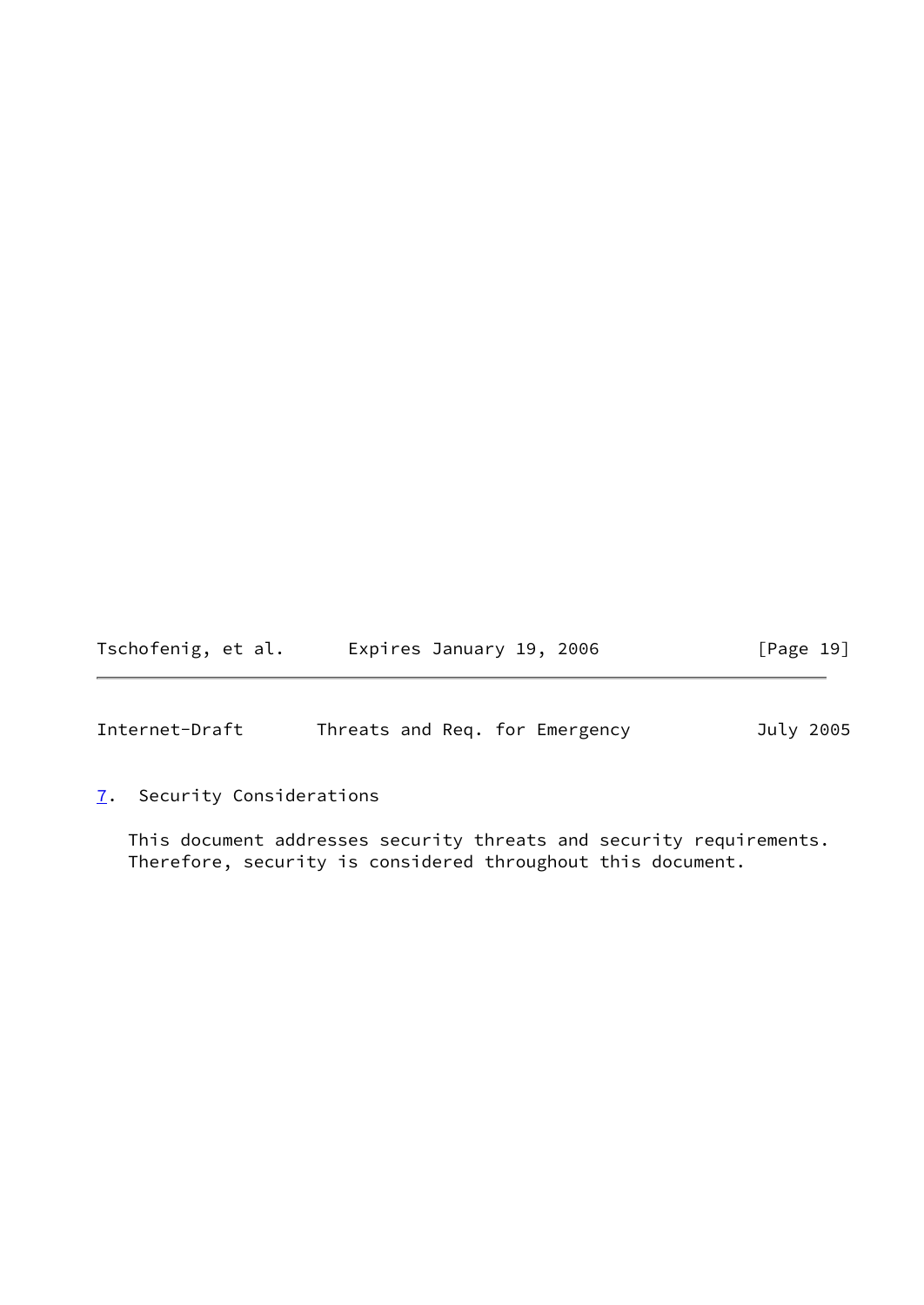## 7. Security Considerations

This document addresses security threats and security requirements. Therefore, security is considered throughout this document.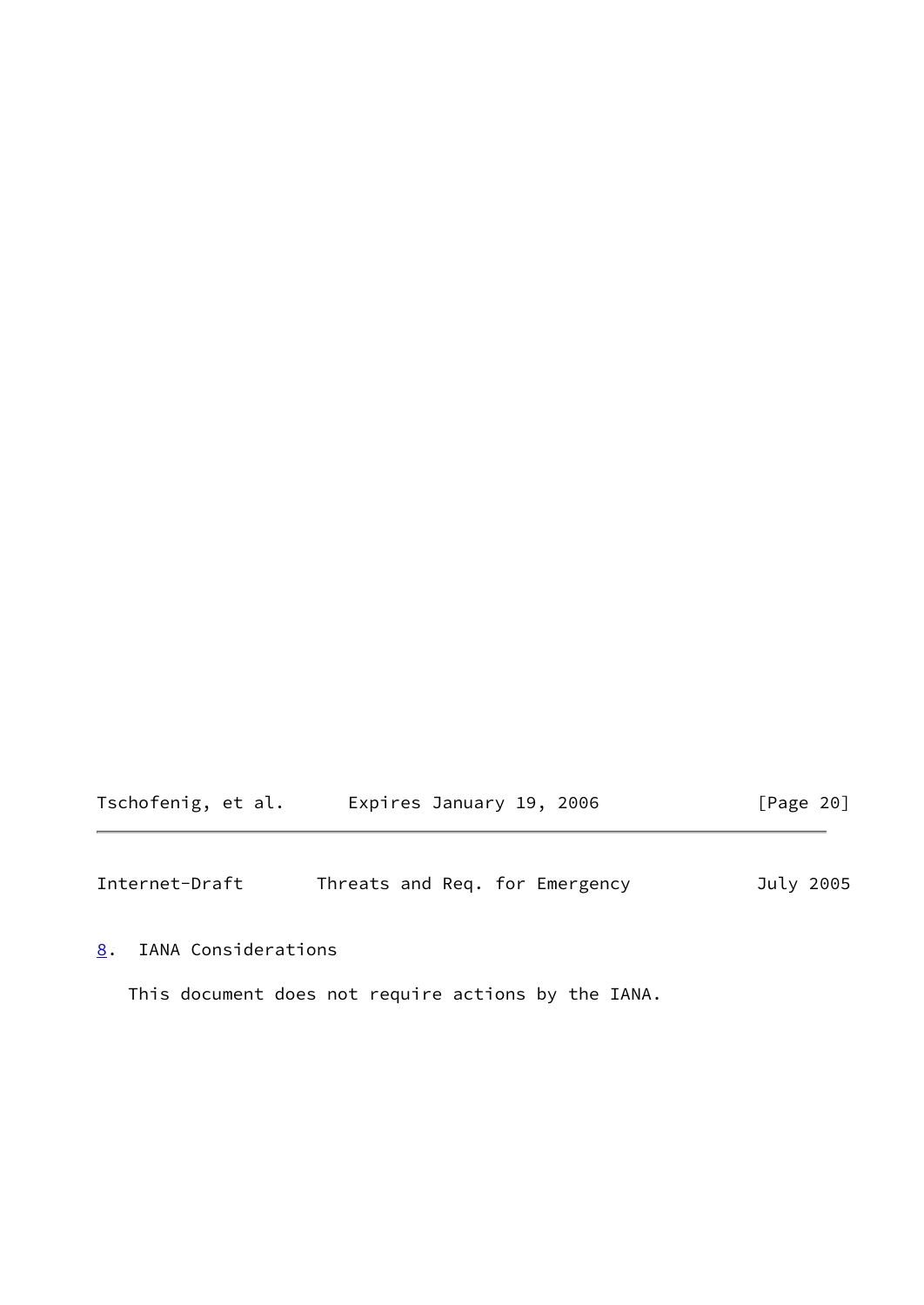## 8. IANA Considerations

This document does not require actions by the IANA.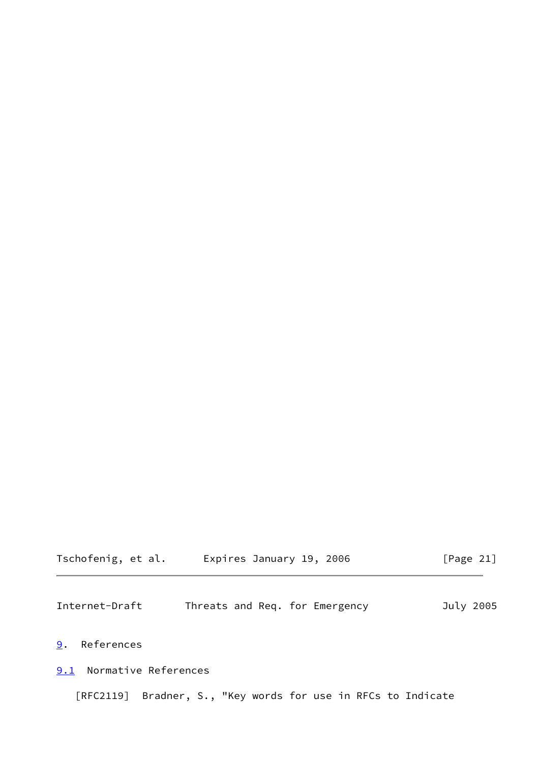# 9. References

## 9.1 Normative References

[RFC2119] Bradner, S., "Key words for use in RFCs to Indicate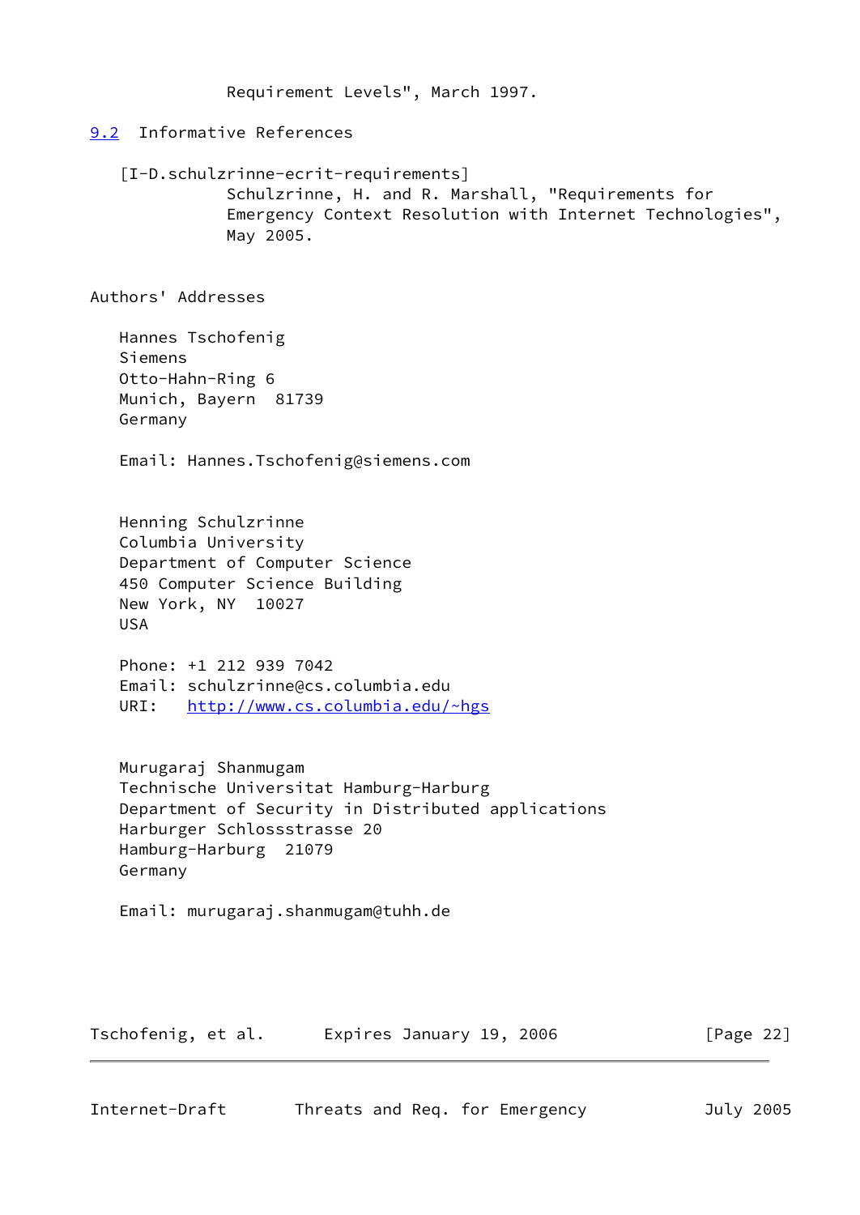Requirement Levels", March 1997.

### 9.2 Informative References

[I-D.schulzrinne-ecrit-requirements]
Schulzrinne, H. and R. Marshall, "Requirements for Emergency Context Resolution with Internet Technologies", May 2005.

## Authors' Addresses

Hannes Tschofenig
Siemens
Otto-Hahn-Ring 6
Munich, Bayern 81739
Germany

Email: Hannes.Tschofenig@siemens.com

Henning Schulzrinne
Columbia University
Department of Computer Science
450 Computer Science Building
New York, NY 10027
USA

Phone: +1 212 939 7042
Email: schulzrinne@cs.columbia.edu
URI: http://www.cs.columbia.edu/~hgs

Murugaraj Shanmugam
Technische Universitat Hamburg-Harburg
Department of Security in Distributed applications
Harburger Schlossstrasse 20
Hamburg-Harburg 21079
Germany

Email: murugaraj.shanmugam@tuhh.de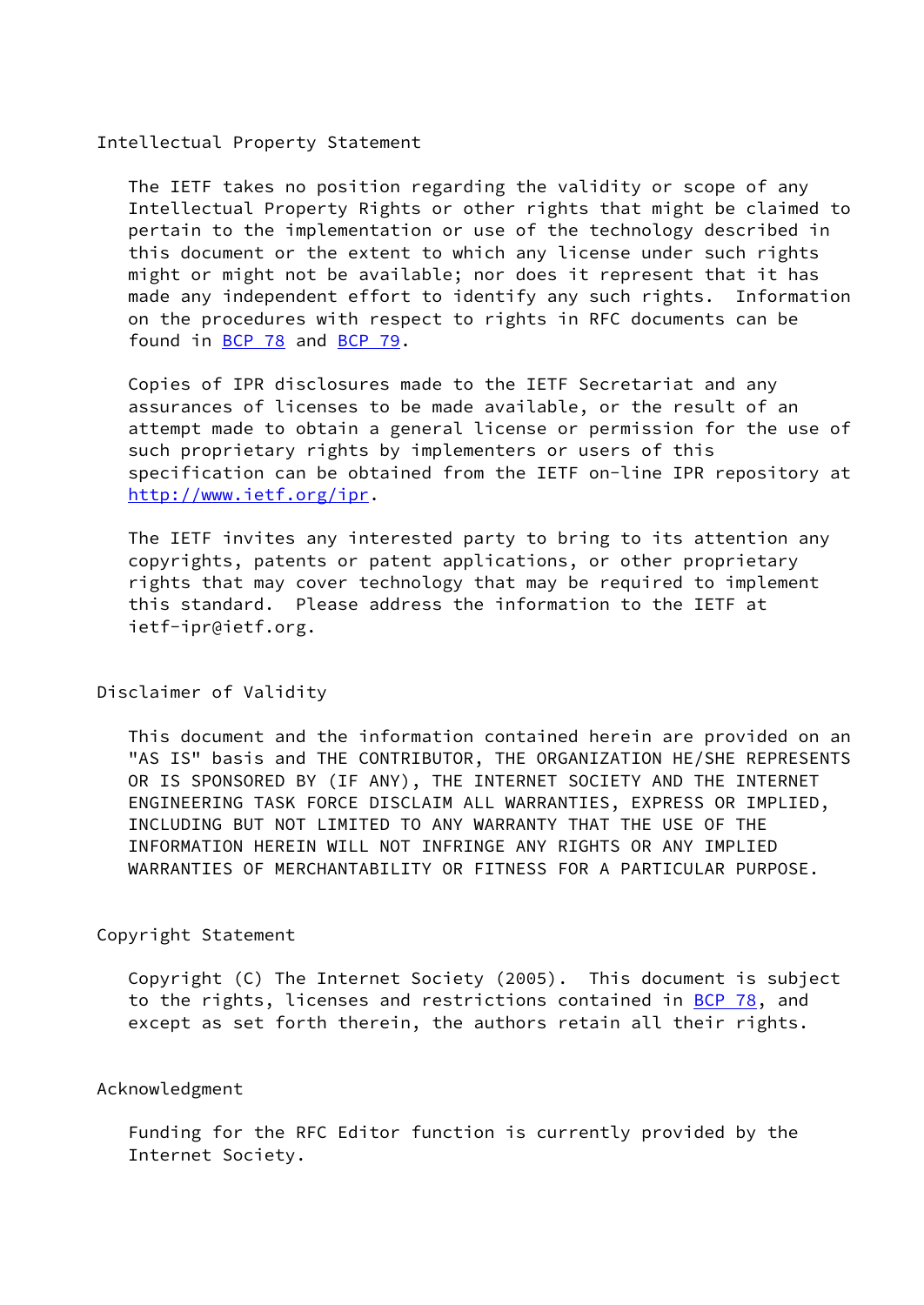## Intellectual Property Statement

The IETF takes no position regarding the validity or scope of any Intellectual Property Rights or other rights that might be claimed to pertain to the implementation or use of the technology described in this document or the extent to which any license under such rights might or might not be available; nor does it represent that it has made any independent effort to identify any such rights. Information on the procedures with respect to rights in RFC documents can be found in BCP 78 and BCP 79.

Copies of IPR disclosures made to the IETF Secretariat and any assurances of licenses to be made available, or the result of an attempt made to obtain a general license or permission for the use of such proprietary rights by implementers or users of this specification can be obtained from the IETF on-line IPR repository at http://www.ietf.org/ipr.

The IETF invites any interested party to bring to its attention any copyrights, patents or patent applications, or other proprietary rights that may cover technology that may be required to implement this standard. Please address the information to the IETF at ietf-ipr@ietf.org.

## Disclaimer of Validity

This document and the information contained herein are provided on an "AS IS" basis and THE CONTRIBUTOR, THE ORGANIZATION HE/SHE REPRESENTS OR IS SPONSORED BY (IF ANY), THE INTERNET SOCIETY AND THE INTERNET ENGINEERING TASK FORCE DISCLAIM ALL WARRANTIES, EXPRESS OR IMPLIED, INCLUDING BUT NOT LIMITED TO ANY WARRANTY THAT THE USE OF THE INFORMATION HEREIN WILL NOT INFRINGE ANY RIGHTS OR ANY IMPLIED WARRANTIES OF MERCHANTABILITY OR FITNESS FOR A PARTICULAR PURPOSE.

## Copyright Statement

Copyright (C) The Internet Society (2005). This document is subject to the rights, licenses and restrictions contained in BCP 78, and except as set forth therein, the authors retain all their rights.

## Acknowledgment

Funding for the RFC Editor function is currently provided by the Internet Society.